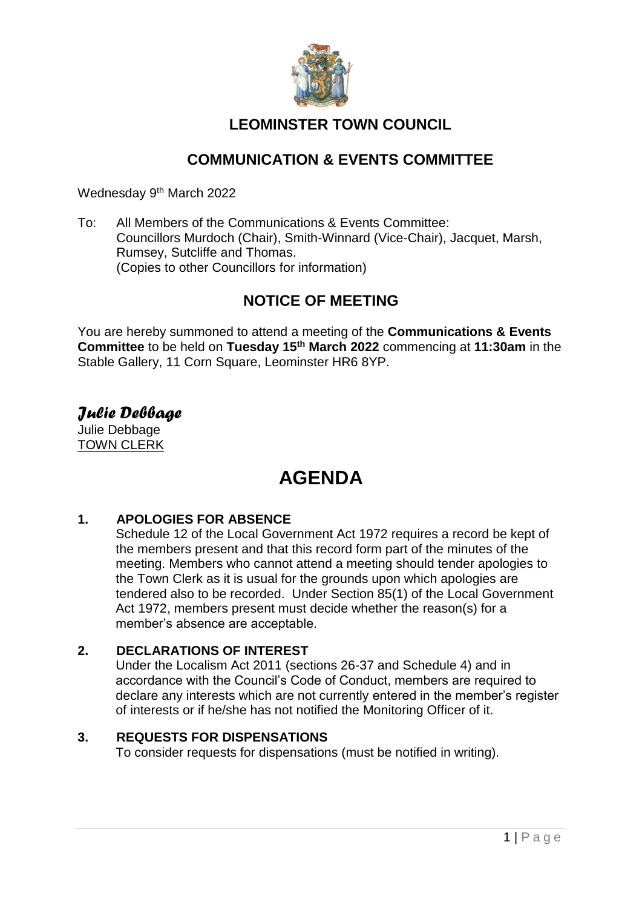# LEOMINSTER TOWN COUNCIL

## COMMUNICATION & EVENTS COMMITTEE

Wednesday 9th March 2022

To: All Members of the Communications & Events Committee:
Councillors Murdoch (Chair), Smith-Winnard (Vice-Chair), Jacquet, Marsh, Rumsey, Sutcliffe and Thomas.
(Copies to other Councillors for information)

## NOTICE OF MEETING

You are hereby summoned to attend a meeting of the **Communications & Events Committee** to be held on **Tuesday 15th March 2022** commencing at **11:30am** in the Stable Gallery, 11 Corn Square, Leominster HR6 8YP.

*Julie Debbage*
Julie Debbage
TOWN CLERK

# AGENDA

**1. APOLOGIES FOR ABSENCE**

Schedule 12 of the Local Government Act 1972 requires a record be kept of the members present and that this record form part of the minutes of the meeting. Members who cannot attend a meeting should tender apologies to the Town Clerk as it is usual for the grounds upon which apologies are tendered also to be recorded. Under Section 85(1) of the Local Government Act 1972, members present must decide whether the reason(s) for a member's absence are acceptable.

**2. DECLARATIONS OF INTEREST**

Under the Localism Act 2011 (sections 26-37 and Schedule 4) and in accordance with the Council's Code of Conduct, members are required to declare any interests which are not currently entered in the member's register of interests or if he/she has not notified the Monitoring Officer of it.

**3. REQUESTS FOR DISPENSATIONS**

To consider requests for dispensations (must be notified in writing).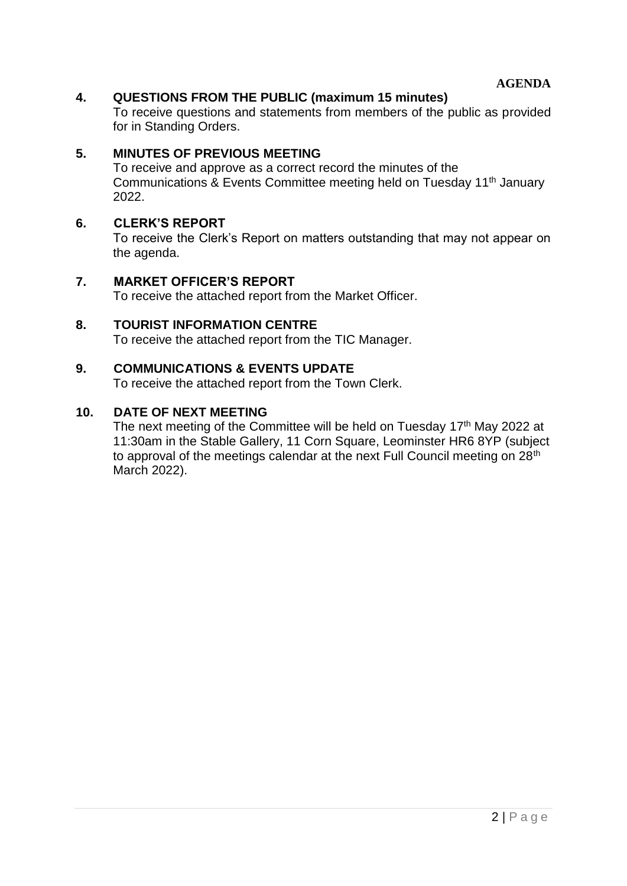**AGENDA**

**4. QUESTIONS FROM THE PUBLIC (maximum 15 minutes)**

To receive questions and statements from members of the public as provided for in Standing Orders.

**5. MINUTES OF PREVIOUS MEETING**

To receive and approve as a correct record the minutes of the Communications & Events Committee meeting held on Tuesday 11th January 2022.

**6. CLERK'S REPORT**

To receive the Clerk's Report on matters outstanding that may not appear on the agenda.

**7. MARKET OFFICER'S REPORT**

To receive the attached report from the Market Officer.

**8. TOURIST INFORMATION CENTRE**

To receive the attached report from the TIC Manager.

**9. COMMUNICATIONS & EVENTS UPDATE**

To receive the attached report from the Town Clerk.

**10. DATE OF NEXT MEETING**

The next meeting of the Committee will be held on Tuesday 17th May 2022 at 11:30am in the Stable Gallery, 11 Corn Square, Leominster HR6 8YP (subject to approval of the meetings calendar at the next Full Council meeting on 28th March 2022).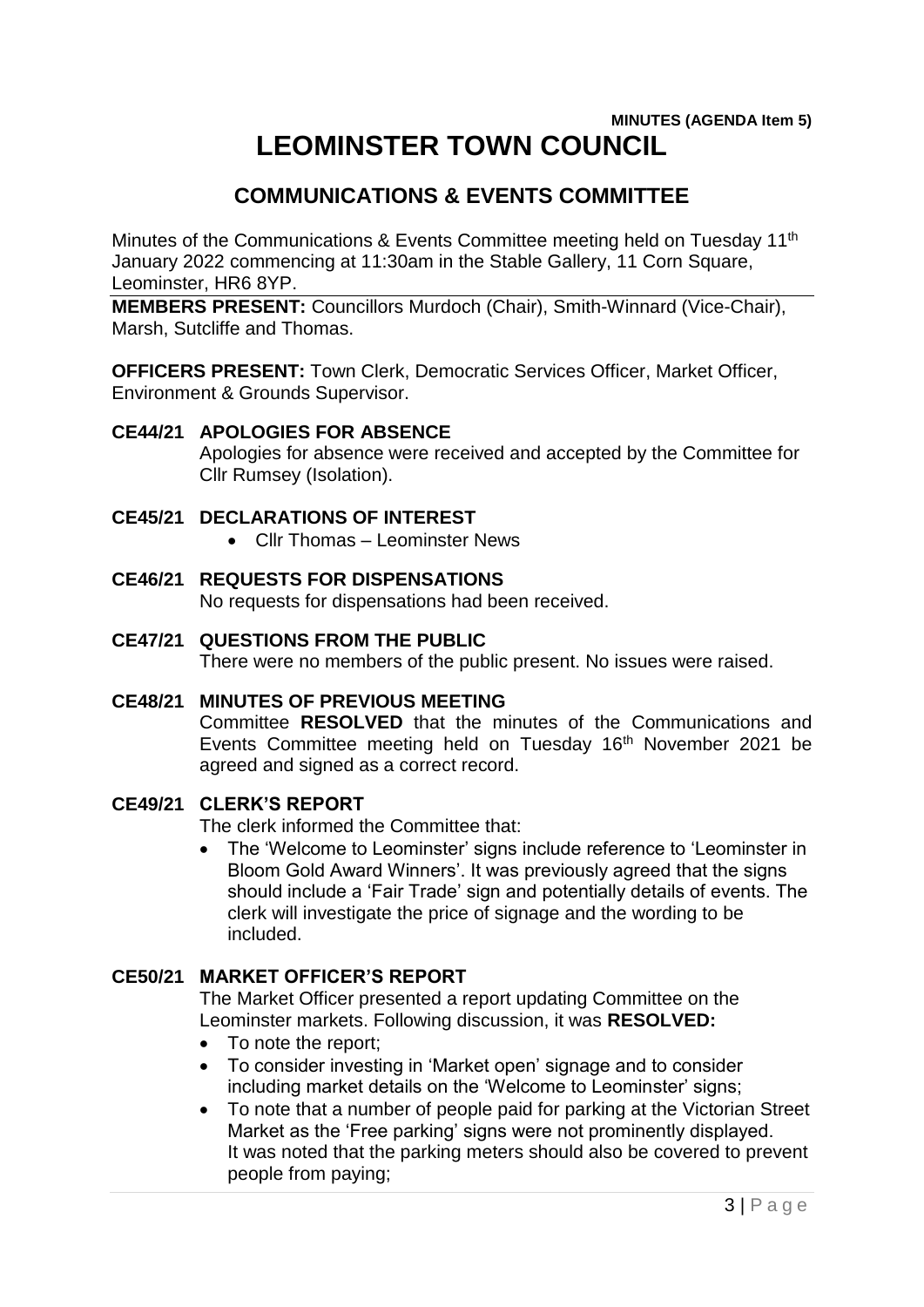**MINUTES (AGENDA Item 5)**

# LEOMINSTER TOWN COUNCIL

## COMMUNICATIONS & EVENTS COMMITTEE

Minutes of the Communications & Events Committee meeting held on Tuesday 11th January 2022 commencing at 11:30am in the Stable Gallery, 11 Corn Square, Leominster, HR6 8YP.

**MEMBERS PRESENT:** Councillors Murdoch (Chair), Smith-Winnard (Vice-Chair), Marsh, Sutcliffe and Thomas.

**OFFICERS PRESENT:** Town Clerk, Democratic Services Officer, Market Officer, Environment & Grounds Supervisor.

### CE44/21 APOLOGIES FOR ABSENCE

Apologies for absence were received and accepted by the Committee for Cllr Rumsey (Isolation).

### CE45/21 DECLARATIONS OF INTEREST

- Cllr Thomas – Leominster News

### CE46/21 REQUESTS FOR DISPENSATIONS

No requests for dispensations had been received.

### CE47/21 QUESTIONS FROM THE PUBLIC

There were no members of the public present. No issues were raised.

### CE48/21 MINUTES OF PREVIOUS MEETING

Committee **RESOLVED** that the minutes of the Communications and Events Committee meeting held on Tuesday 16th November 2021 be agreed and signed as a correct record.

### CE49/21 CLERK'S REPORT

The clerk informed the Committee that:

- The 'Welcome to Leominster' signs include reference to 'Leominster in Bloom Gold Award Winners'. It was previously agreed that the signs should include a 'Fair Trade' sign and potentially details of events. The clerk will investigate the price of signage and the wording to be included.

### CE50/21 MARKET OFFICER'S REPORT

The Market Officer presented a report updating Committee on the Leominster markets. Following discussion, it was **RESOLVED:**

- To note the report;
- To consider investing in 'Market open' signage and to consider including market details on the 'Welcome to Leominster' signs;
- To note that a number of people paid for parking at the Victorian Street Market as the 'Free parking' signs were not prominently displayed. It was noted that the parking meters should also be covered to prevent people from paying;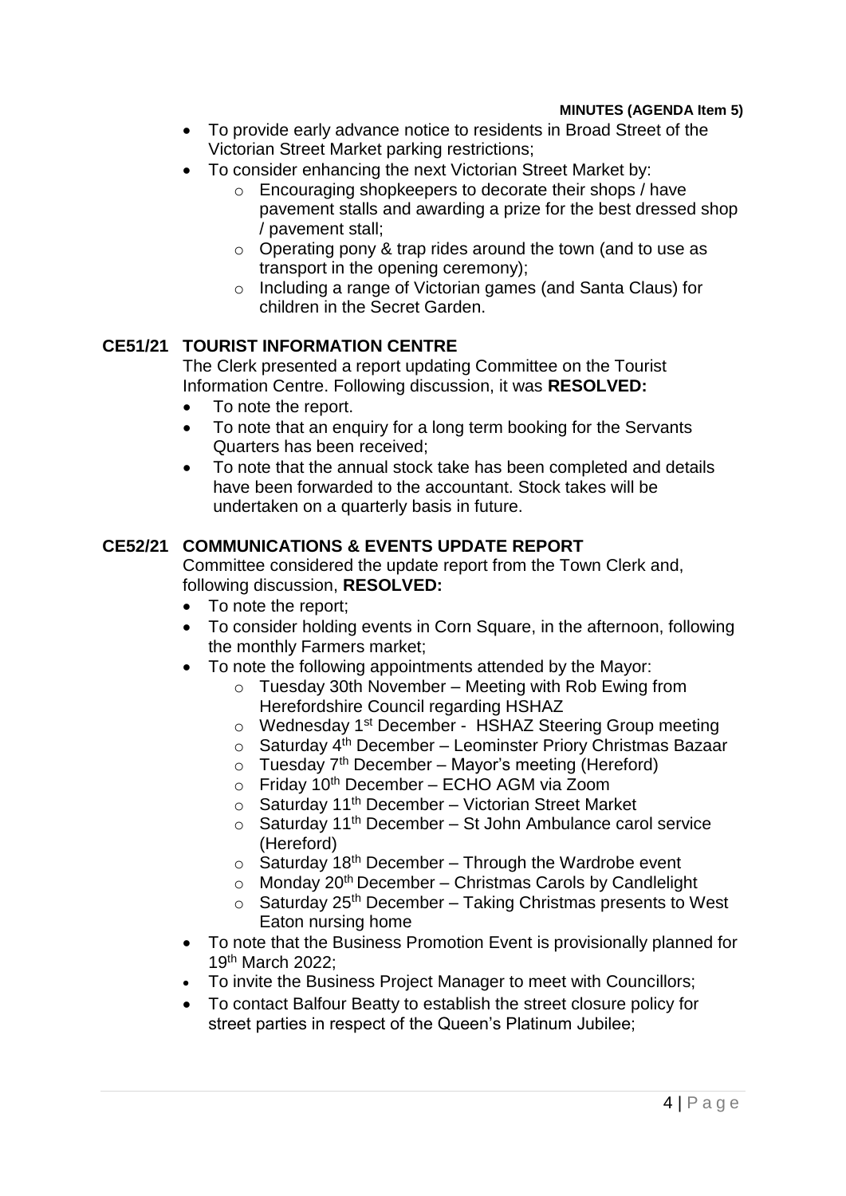- To provide early advance notice to residents in Broad Street of the Victorian Street Market parking restrictions;
- To consider enhancing the next Victorian Street Market by:
  - Encouraging shopkeepers to decorate their shops / have pavement stalls and awarding a prize for the best dressed shop / pavement stall;
  - Operating pony & trap rides around the town (and to use as transport in the opening ceremony);
  - Including a range of Victorian games (and Santa Claus) for children in the Secret Garden.

## CE51/21 TOURIST INFORMATION CENTRE

The Clerk presented a report updating Committee on the Tourist Information Centre. Following discussion, it was **RESOLVED:**

- To note the report.
- To note that an enquiry for a long term booking for the Servants Quarters has been received;
- To note that the annual stock take has been completed and details have been forwarded to the accountant. Stock takes will be undertaken on a quarterly basis in future.

## CE52/21 COMMUNICATIONS & EVENTS UPDATE REPORT

Committee considered the update report from the Town Clerk and, following discussion, **RESOLVED:**

- To note the report;
- To consider holding events in Corn Square, in the afternoon, following the monthly Farmers market;
- To note the following appointments attended by the Mayor:
  - Tuesday 30th November – Meeting with Rob Ewing from Herefordshire Council regarding HSHAZ
  - Wednesday 1st December - HSHAZ Steering Group meeting
  - Saturday 4th December – Leominster Priory Christmas Bazaar
  - Tuesday 7th December – Mayor's meeting (Hereford)
  - Friday 10th December – ECHO AGM via Zoom
  - Saturday 11th December – Victorian Street Market
  - Saturday 11th December – St John Ambulance carol service (Hereford)
  - Saturday 18th December – Through the Wardrobe event
  - Monday 20th December – Christmas Carols by Candlelight
  - Saturday 25th December – Taking Christmas presents to West Eaton nursing home
- To note that the Business Promotion Event is provisionally planned for 19th March 2022;
- To invite the Business Project Manager to meet with Councillors;
- To contact Balfour Beatty to establish the street closure policy for street parties in respect of the Queen's Platinum Jubilee;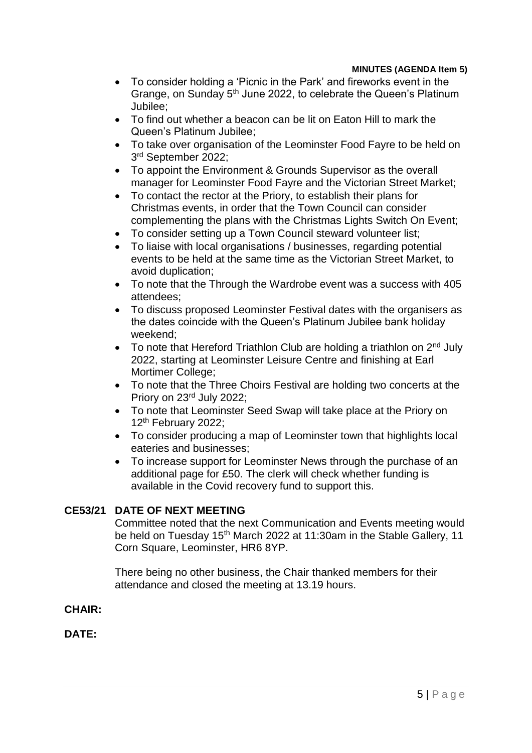- To consider holding a 'Picnic in the Park' and fireworks event in the Grange, on Sunday 5th June 2022, to celebrate the Queen's Platinum Jubilee;
- To find out whether a beacon can be lit on Eaton Hill to mark the Queen's Platinum Jubilee;
- To take over organisation of the Leominster Food Fayre to be held on 3rd September 2022;
- To appoint the Environment & Grounds Supervisor as the overall manager for Leominster Food Fayre and the Victorian Street Market;
- To contact the rector at the Priory, to establish their plans for Christmas events, in order that the Town Council can consider complementing the plans with the Christmas Lights Switch On Event;
- To consider setting up a Town Council steward volunteer list;
- To liaise with local organisations / businesses, regarding potential events to be held at the same time as the Victorian Street Market, to avoid duplication;
- To note that the Through the Wardrobe event was a success with 405 attendees;
- To discuss proposed Leominster Festival dates with the organisers as the dates coincide with the Queen's Platinum Jubilee bank holiday weekend;
- To note that Hereford Triathlon Club are holding a triathlon on 2nd July 2022, starting at Leominster Leisure Centre and finishing at Earl Mortimer College;
- To note that the Three Choirs Festival are holding two concerts at the Priory on 23rd July 2022;
- To note that Leominster Seed Swap will take place at the Priory on 12th February 2022;
- To consider producing a map of Leominster town that highlights local eateries and businesses;
- To increase support for Leominster News through the purchase of an additional page for £50. The clerk will check whether funding is available in the Covid recovery fund to support this.

## CE53/21 DATE OF NEXT MEETING

Committee noted that the next Communication and Events meeting would be held on Tuesday 15th March 2022 at 11:30am in the Stable Gallery, 11 Corn Square, Leominster, HR6 8YP.

There being no other business, the Chair thanked members for their attendance and closed the meeting at 13.19 hours.

**CHAIR:**

**DATE:**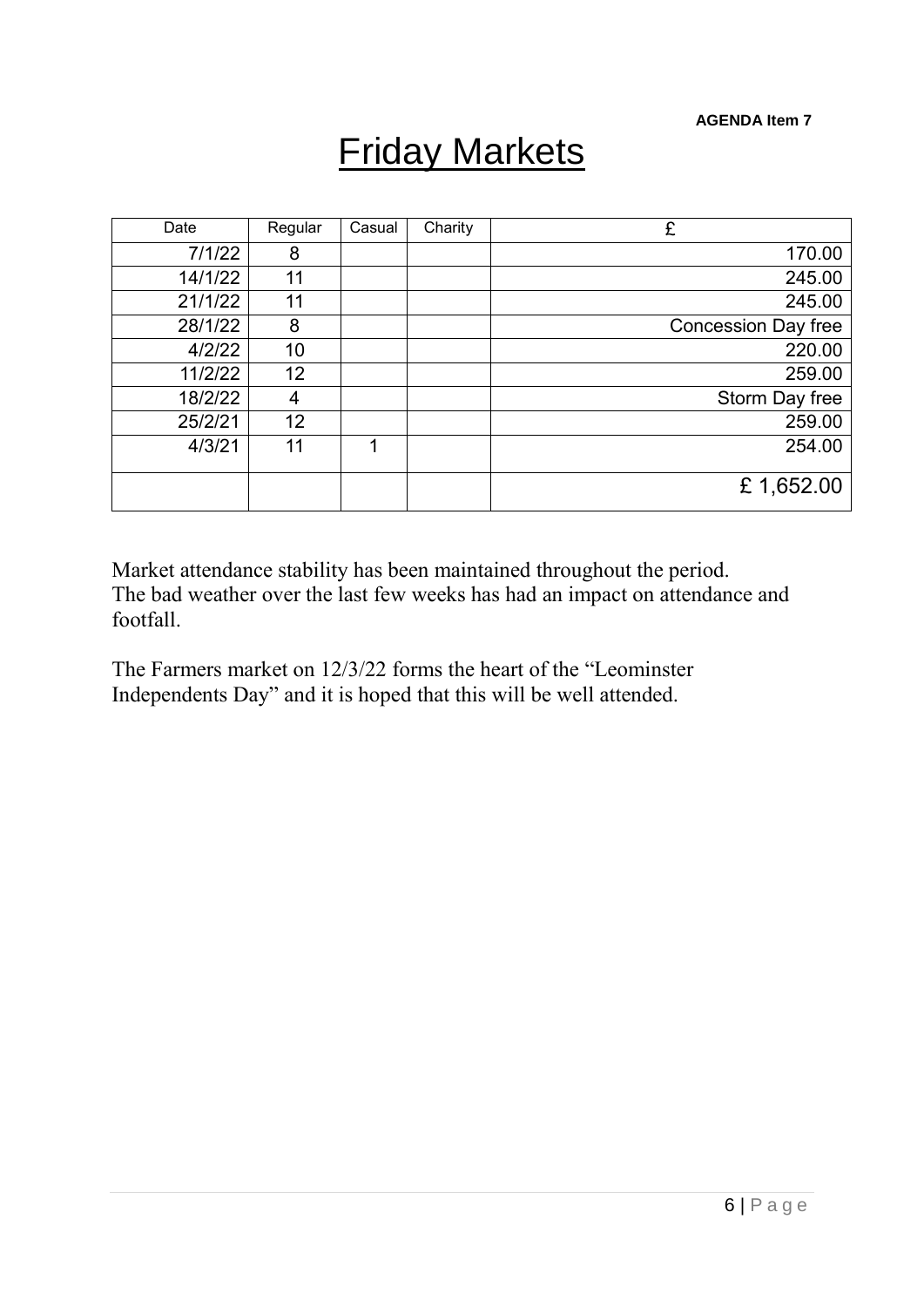**AGENDA Item 7**

# Friday Markets

| Date | Regular | Casual | Charity | £ |
|---|---|---|---|---|
| 7/1/22 | 8 | | | 170.00 |
| 14/1/22 | 11 | | | 245.00 |
| 21/1/22 | 11 | | | 245.00 |
| 28/1/22 | 8 | | | Concession Day free |
| 4/2/22 | 10 | | | 220.00 |
| 11/2/22 | 12 | | | 259.00 |
| 18/2/22 | 4 | | | Storm Day free |
| 25/2/21 | 12 | | | 259.00 |
| 4/3/21 | 11 | 1 | | 254.00 |
| | | | | £ 1,652.00 |

Market attendance stability has been maintained throughout the period.
The bad weather over the last few weeks has had an impact on attendance and footfall.

The Farmers market on 12/3/22 forms the heart of the "Leominster Independents Day" and it is hoped that this will be well attended.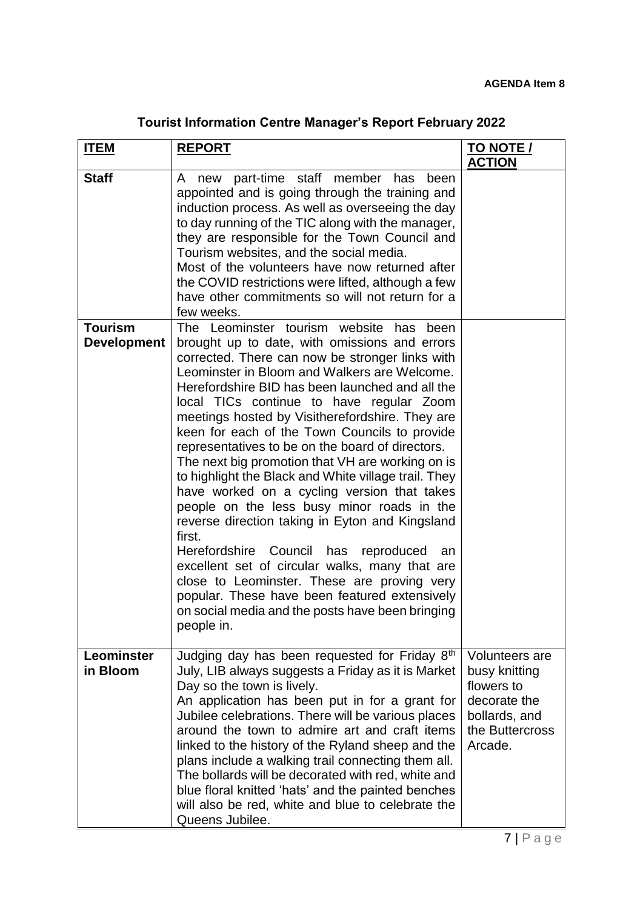**AGENDA Item 8**

# Tourist Information Centre Manager's Report February 2022

| ITEM | REPORT | TO NOTE / ACTION |
|---|---|---|
| **Staff** | A new part-time staff member has been appointed and is going through the training and induction process. As well as overseeing the day to day running of the TIC along with the manager, they are responsible for the Town Council and Tourism websites, and the social media.<br>Most of the volunteers have now returned after the COVID restrictions were lifted, although a few have other commitments so will not return for a few weeks. | |
| **Tourism Development** | The Leominster tourism website has been brought up to date, with omissions and errors corrected. There can now be stronger links with Leominster in Bloom and Walkers are Welcome.<br>Herefordshire BID has been launched and all the local TICs continue to have regular Zoom meetings hosted by Visitherefordshire. They are keen for each of the Town Councils to provide representatives to be on the board of directors.<br>The next big promotion that VH are working on is to highlight the Black and White village trail. They have worked on a cycling version that takes people on the less busy minor roads in the reverse direction taking in Eyton and Kingsland first.<br>Herefordshire Council has reproduced an excellent set of circular walks, many that are close to Leominster. These are proving very popular. These have been featured extensively on social media and the posts have been bringing people in. | |
| **Leominster in Bloom** | Judging day has been requested for Friday 8th July, LIB always suggests a Friday as it is Market Day so the town is lively.<br>An application has been put in for a grant for Jubilee celebrations. There will be various places around the town to admire art and craft items linked to the history of the Ryland sheep and the plans include a walking trail connecting them all.<br>The bollards will be decorated with red, white and blue floral knitted 'hats' and the painted benches will also be red, white and blue to celebrate the Queens Jubilee. | Volunteers are busy knitting flowers to decorate the bollards, and the Buttercross Arcade. |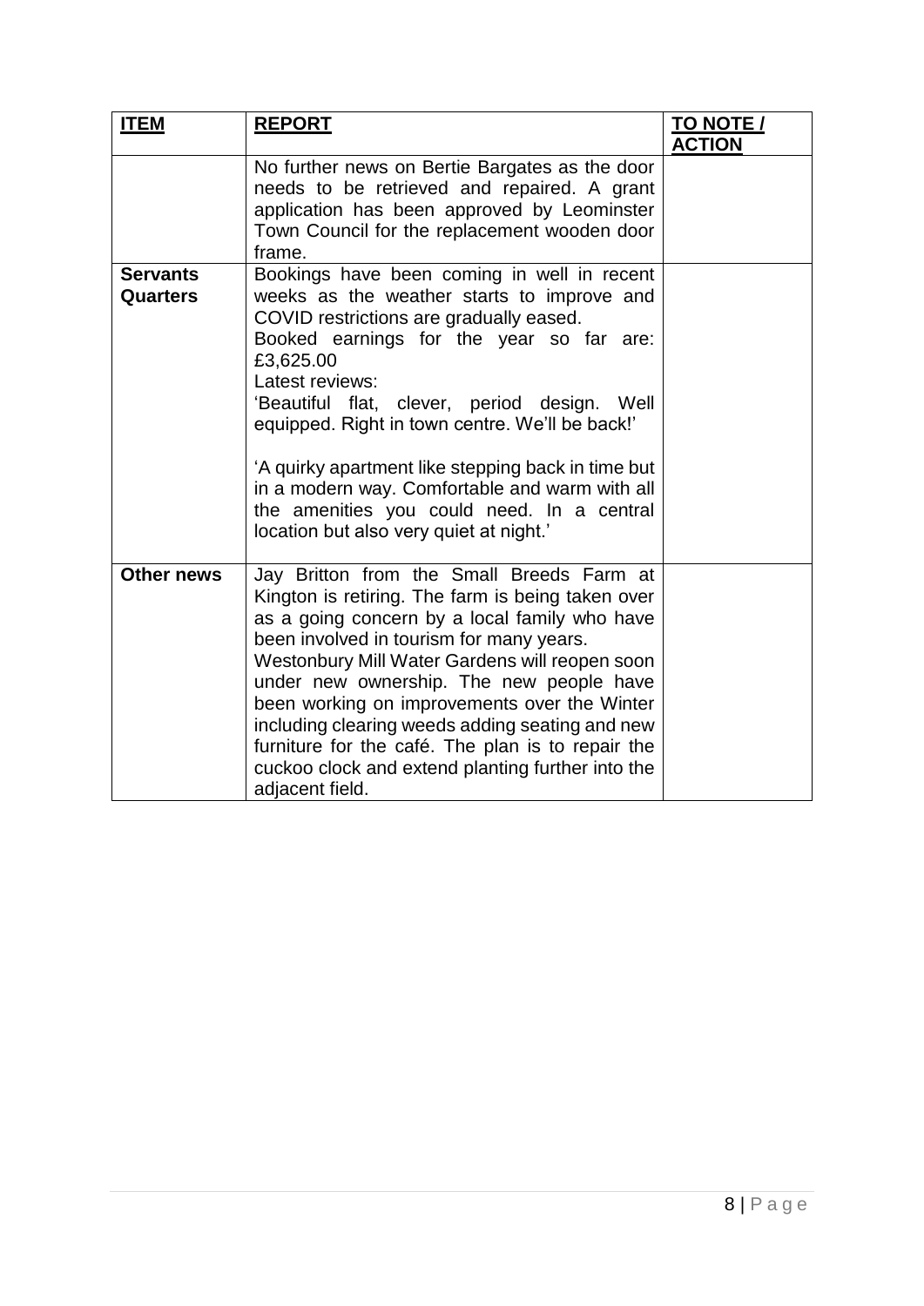| **ITEM** | **REPORT** | **TO NOTE / ACTION** |
|---|---|---|
| | No further news on Bertie Bargates as the door needs to be retrieved and repaired. A grant application has been approved by Leominster Town Council for the replacement wooden door frame. | |
| **Servants Quarters** | Bookings have been coming in well in recent weeks as the weather starts to improve and COVID restrictions are gradually eased.<br>Booked earnings for the year so far are: £3,625.00<br>Latest reviews:<br>'Beautiful flat, clever, period design. Well equipped. Right in town centre. We'll be back!'<br><br>'A quirky apartment like stepping back in time but in a modern way. Comfortable and warm with all the amenities you could need. In a central location but also very quiet at night.' | |
| **Other news** | Jay Britton from the Small Breeds Farm at Kington is retiring. The farm is being taken over as a going concern by a local family who have been involved in tourism for many years.<br>Westonbury Mill Water Gardens will reopen soon under new ownership. The new people have been working on improvements over the Winter including clearing weeds adding seating and new furniture for the café. The plan is to repair the cuckoo clock and extend planting further into the adjacent field. | |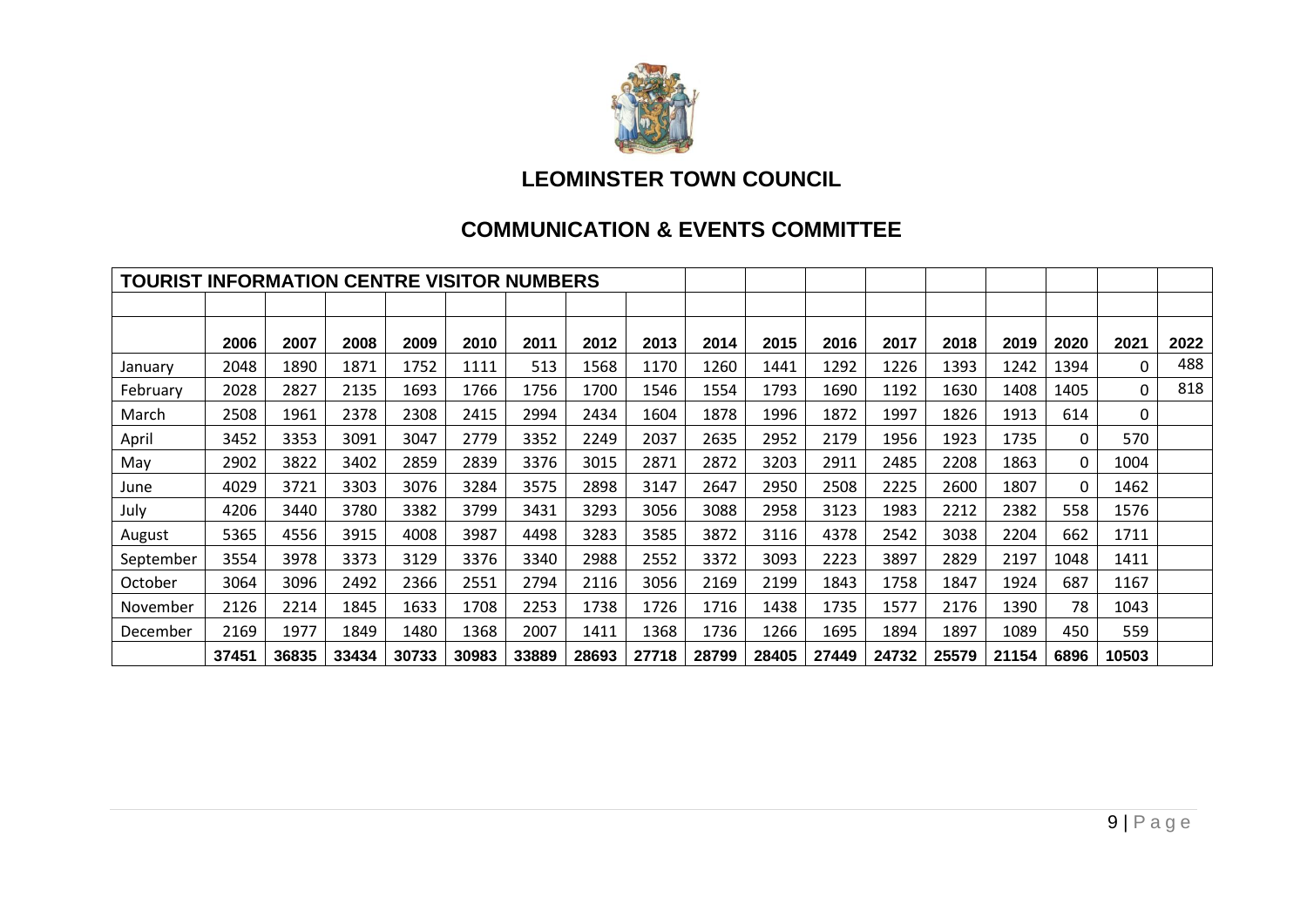## LEOMINSTER TOWN COUNCIL

## COMMUNICATION & EVENTS COMMITTEE

| TOURIST INFORMATION CENTRE VISITOR NUMBERS | | | | | | | | | | | | | | | | | |
|---|---|---|---|---|---|---|---|---|---|---|---|---|---|---|---|---|---|
| | | | | | | | | | | | | | | | | | |
| | **2006** | **2007** | **2008** | **2009** | **2010** | **2011** | **2012** | **2013** | **2014** | **2015** | **2016** | **2017** | **2018** | **2019** | **2020** | **2021** | **2022** |
| January | 2048 | 1890 | 1871 | 1752 | 1111 | 513 | 1568 | 1170 | 1260 | 1441 | 1292 | 1226 | 1393 | 1242 | 1394 | 0 | 488 |
| February | 2028 | 2827 | 2135 | 1693 | 1766 | 1756 | 1700 | 1546 | 1554 | 1793 | 1690 | 1192 | 1630 | 1408 | 1405 | 0 | 818 |
| March | 2508 | 1961 | 2378 | 2308 | 2415 | 2994 | 2434 | 1604 | 1878 | 1996 | 1872 | 1997 | 1826 | 1913 | 614 | 0 | |
| April | 3452 | 3353 | 3091 | 3047 | 2779 | 3352 | 2249 | 2037 | 2635 | 2952 | 2179 | 1956 | 1923 | 1735 | 0 | 570 | |
| May | 2902 | 3822 | 3402 | 2859 | 2839 | 3376 | 3015 | 2871 | 2872 | 3203 | 2911 | 2485 | 2208 | 1863 | 0 | 1004 | |
| June | 4029 | 3721 | 3303 | 3076 | 3284 | 3575 | 2898 | 3147 | 2647 | 2950 | 2508 | 2225 | 2600 | 1807 | 0 | 1462 | |
| July | 4206 | 3440 | 3780 | 3382 | 3799 | 3431 | 3293 | 3056 | 3088 | 2958 | 3123 | 1983 | 2212 | 2382 | 558 | 1576 | |
| August | 5365 | 4556 | 3915 | 4008 | 3987 | 4498 | 3283 | 3585 | 3872 | 3116 | 4378 | 2542 | 3038 | 2204 | 662 | 1711 | |
| September | 3554 | 3978 | 3373 | 3129 | 3376 | 3340 | 2988 | 2552 | 3372 | 3093 | 2223 | 3897 | 2829 | 2197 | 1048 | 1411 | |
| October | 3064 | 3096 | 2492 | 2366 | 2551 | 2794 | 2116 | 3056 | 2169 | 2199 | 1843 | 1758 | 1847 | 1924 | 687 | 1167 | |
| November | 2126 | 2214 | 1845 | 1633 | 1708 | 2253 | 1738 | 1726 | 1716 | 1438 | 1735 | 1577 | 2176 | 1390 | 78 | 1043 | |
| December | 2169 | 1977 | 1849 | 1480 | 1368 | 2007 | 1411 | 1368 | 1736 | 1266 | 1695 | 1894 | 1897 | 1089 | 450 | 559 | |
| | **37451** | **36835** | **33434** | **30733** | **30983** | **33889** | **28693** | **27718** | **28799** | **28405** | **27449** | **24732** | **25579** | **21154** | **6896** | **10503** | |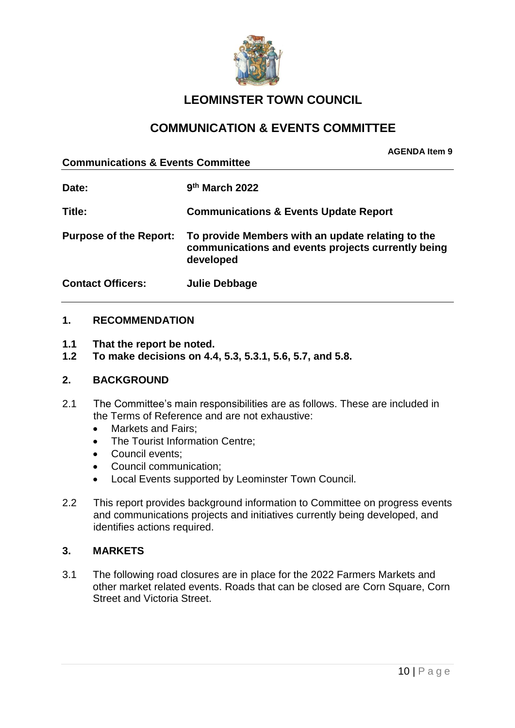# LEOMINSTER TOWN COUNCIL

## COMMUNICATION & EVENTS COMMITTEE

**AGENDA Item 9**

**Communications & Events Committee**

| | |
|---|---|
| **Date:** | **9th March 2022** |
| **Title:** | **Communications & Events Update Report** |
| **Purpose of the Report:** | **To provide Members with an update relating to the communications and events projects currently being developed** |
| **Contact Officers:** | **Julie Debbage** |

### 1. RECOMMENDATION

**1.1 That the report be noted.**

**1.2 To make decisions on 4.4, 5.3, 5.3.1, 5.6, 5.7, and 5.8.**

### 2. BACKGROUND

2.1 The Committee's main responsibilities are as follows. These are included in the Terms of Reference and are not exhaustive:

- Markets and Fairs;
- The Tourist Information Centre;
- Council events;
- Council communication;
- Local Events supported by Leominster Town Council.

2.2 This report provides background information to Committee on progress events and communications projects and initiatives currently being developed, and identifies actions required.

### 3. MARKETS

3.1 The following road closures are in place for the 2022 Farmers Markets and other market related events. Roads that can be closed are Corn Square, Corn Street and Victoria Street.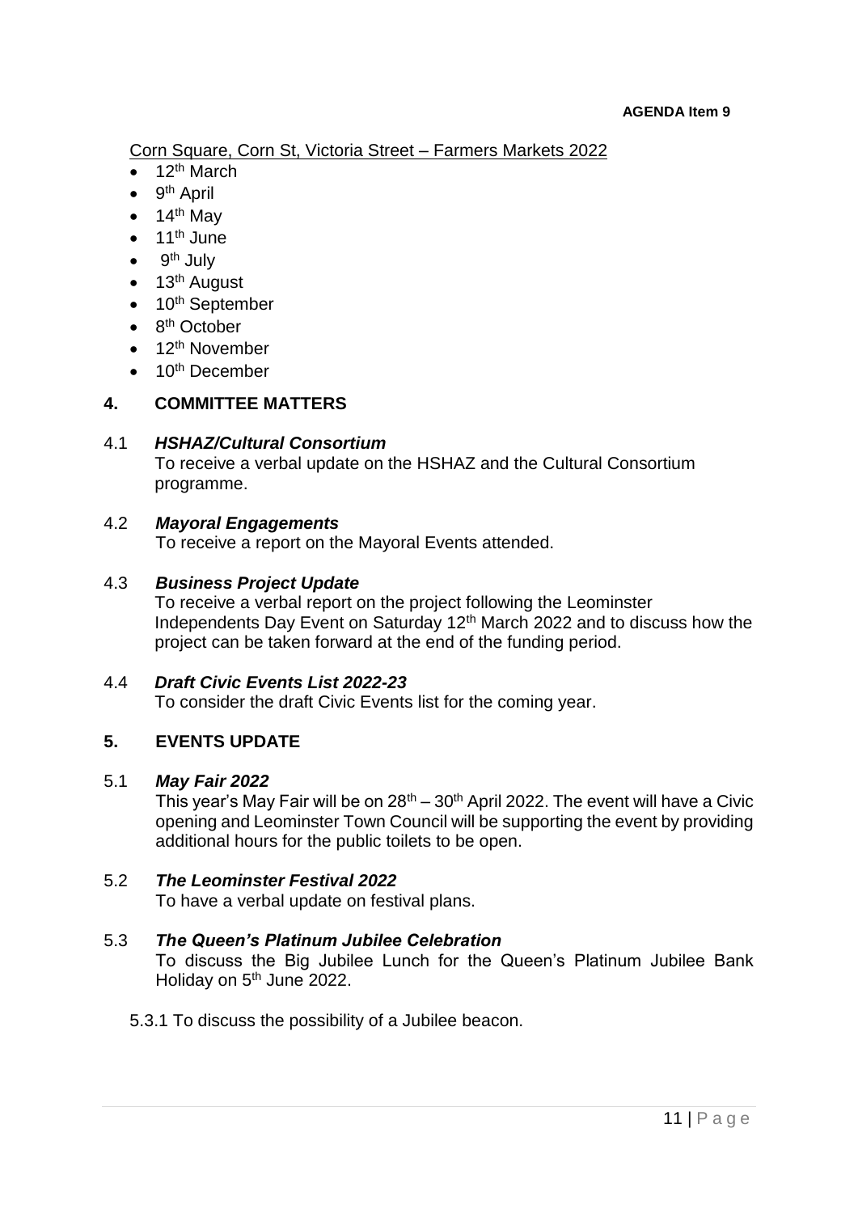**AGENDA Item 9**

Corn Square, Corn St, Victoria Street – Farmers Markets 2022

- 12th March
- 9th April
- 14th May
- 11th June
- 9th July
- 13th August
- 10th September
- 8th October
- 12th November
- 10th December

## 4. COMMITTEE MATTERS

4.1 ***HSHAZ/Cultural Consortium***
To receive a verbal update on the HSHAZ and the Cultural Consortium programme.

4.2 ***Mayoral Engagements***
To receive a report on the Mayoral Events attended.

4.3 ***Business Project Update***
To receive a verbal report on the project following the Leominster Independents Day Event on Saturday 12th March 2022 and to discuss how the project can be taken forward at the end of the funding period.

4.4 ***Draft Civic Events List 2022-23***
To consider the draft Civic Events list for the coming year.

## 5. EVENTS UPDATE

5.1 ***May Fair 2022***
This year's May Fair will be on 28th – 30th April 2022. The event will have a Civic opening and Leominster Town Council will be supporting the event by providing additional hours for the public toilets to be open.

5.2 ***The Leominster Festival 2022***
To have a verbal update on festival plans.

5.3 ***The Queen's Platinum Jubilee Celebration***
To discuss the Big Jubilee Lunch for the Queen's Platinum Jubilee Bank Holiday on 5th June 2022.

5.3.1 To discuss the possibility of a Jubilee beacon.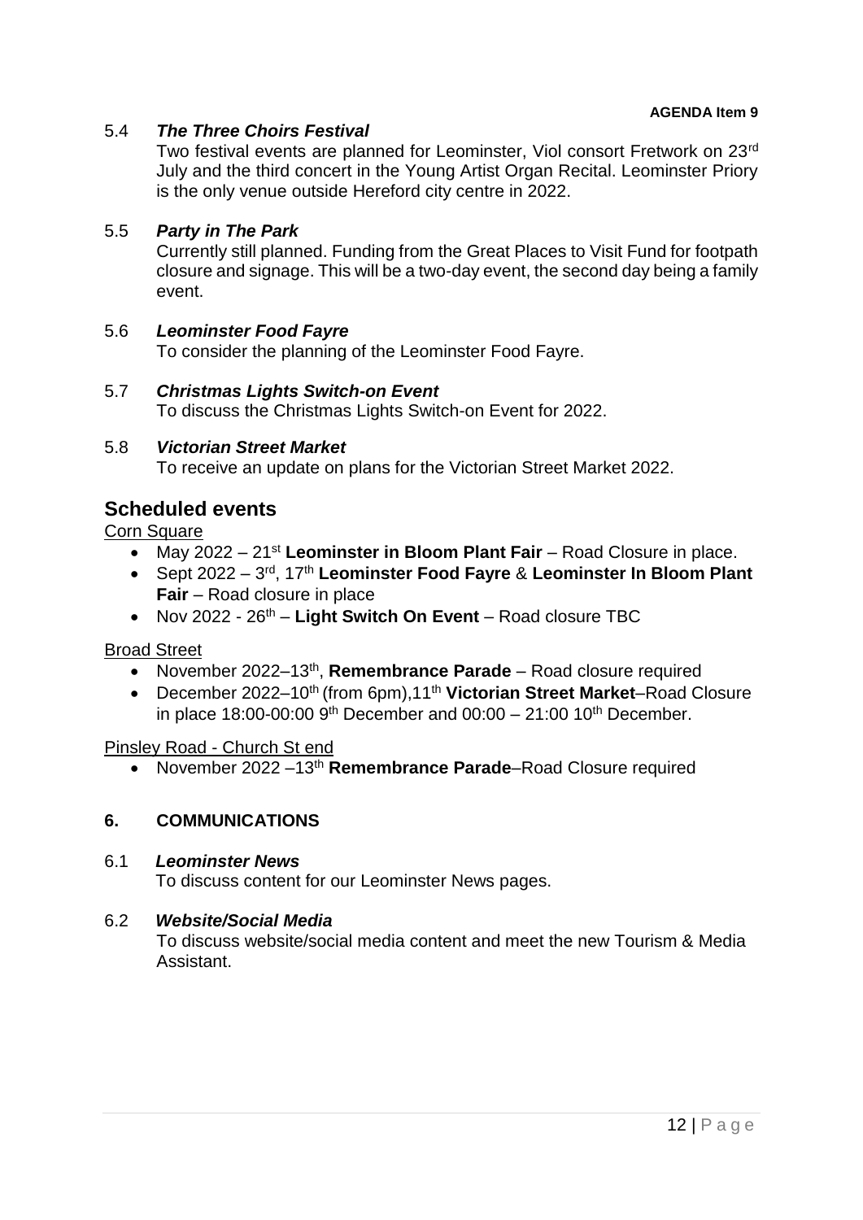**AGENDA Item 9**

5.4 ***The Three Choirs Festival***

Two festival events are planned for Leominster, Viol consort Fretwork on 23rd July and the third concert in the Young Artist Organ Recital. Leominster Priory is the only venue outside Hereford city centre in 2022.

5.5 ***Party in The Park***

Currently still planned. Funding from the Great Places to Visit Fund for footpath closure and signage. This will be a two-day event, the second day being a family event.

5.6 ***Leominster Food Fayre***

To consider the planning of the Leominster Food Fayre.

5.7 ***Christmas Lights Switch-on Event***

To discuss the Christmas Lights Switch-on Event for 2022.

5.8 ***Victorian Street Market***

To receive an update on plans for the Victorian Street Market 2022.

## Scheduled events

Corn Square

- May 2022 – 21st **Leominster in Bloom Plant Fair** – Road Closure in place.
- Sept 2022 – 3rd, 17th **Leominster Food Fayre** & **Leominster In Bloom Plant Fair** – Road closure in place
- Nov 2022 - 26th – **Light Switch On Event** – Road closure TBC

Broad Street

- November 2022–13th, **Remembrance Parade** – Road closure required
- December 2022–10th (from 6pm),11th **Victorian Street Market**–Road Closure in place 18:00-00:00 9th December and 00:00 – 21:00 10th December.

Pinsley Road - Church St end

- November 2022 –13th **Remembrance Parade**–Road Closure required

### 6. COMMUNICATIONS

6.1 ***Leominster News***

To discuss content for our Leominster News pages.

6.2 ***Website/Social Media***

To discuss website/social media content and meet the new Tourism & Media Assistant.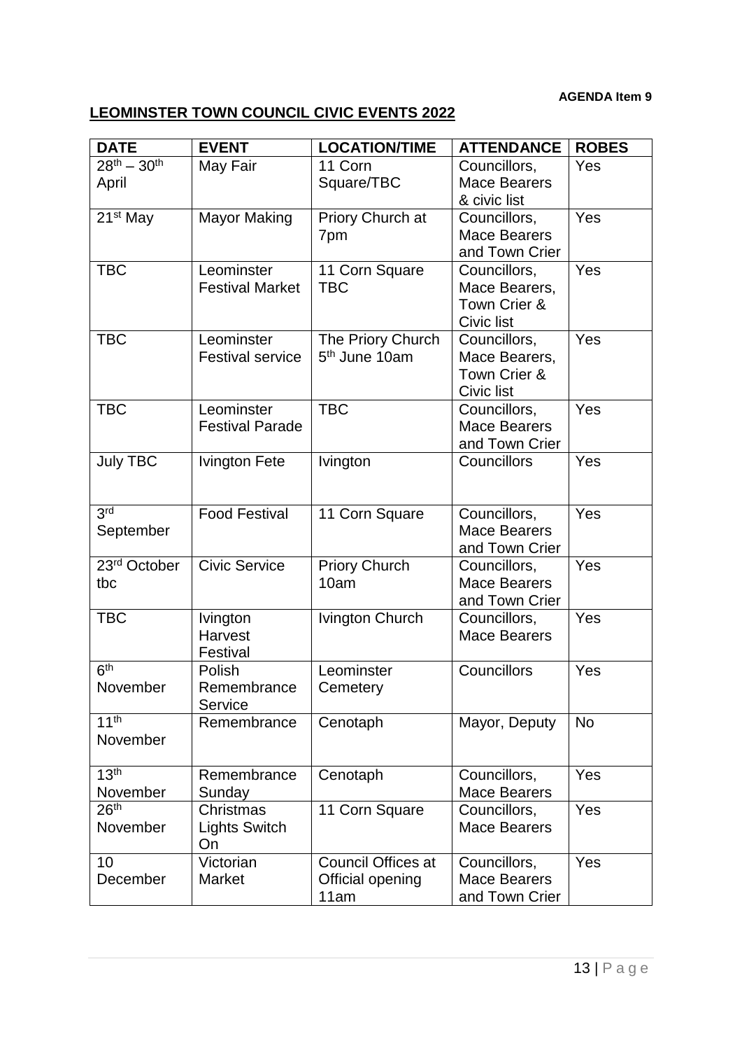**AGENDA Item 9**

## LEONMINSTER TOWN COUNCIL CIVIC EVENTS 2022

| DATE | EVENT | LOCATION/TIME | ATTENDANCE | ROBES |
|---|---|---|---|---|
| 28th – 30th April | May Fair | 11 Corn Square/TBC | Councillors, Mace Bearers & civic list | Yes |
| 21st May | Mayor Making | Priory Church at 7pm | Councillors, Mace Bearers and Town Crier | Yes |
| TBC | Leominster Festival Market | 11 Corn Square TBC | Councillors, Mace Bearers, Town Crier & Civic list | Yes |
| TBC | Leominster Festival service | The Priory Church 5th June 10am | Councillors, Mace Bearers, Town Crier & Civic list | Yes |
| TBC | Leominster Festival Parade | TBC | Councillors, Mace Bearers and Town Crier | Yes |
| July TBC | Ivington Fete | Ivington | Councillors | Yes |
| 3rd September | Food Festival | 11 Corn Square | Councillors, Mace Bearers and Town Crier | Yes |
| 23rd October tbc | Civic Service | Priory Church 10am | Councillors, Mace Bearers and Town Crier | Yes |
| TBC | Ivington Harvest Festival | Ivington Church | Councillors, Mace Bearers | Yes |
| 6th November | Polish Remembrance Service | Leominster Cemetery | Councillors | Yes |
| 11th November | Remembrance | Cenotaph | Mayor, Deputy | No |
| 13th November | Remembrance Sunday | Cenotaph | Councillors, Mace Bearers | Yes |
| 26th November | Christmas Lights Switch On | 11 Corn Square | Councillors, Mace Bearers | Yes |
| 10 December | Victorian Market | Council Offices at Official opening 11am | Councillors, Mace Bearers and Town Crier | Yes |